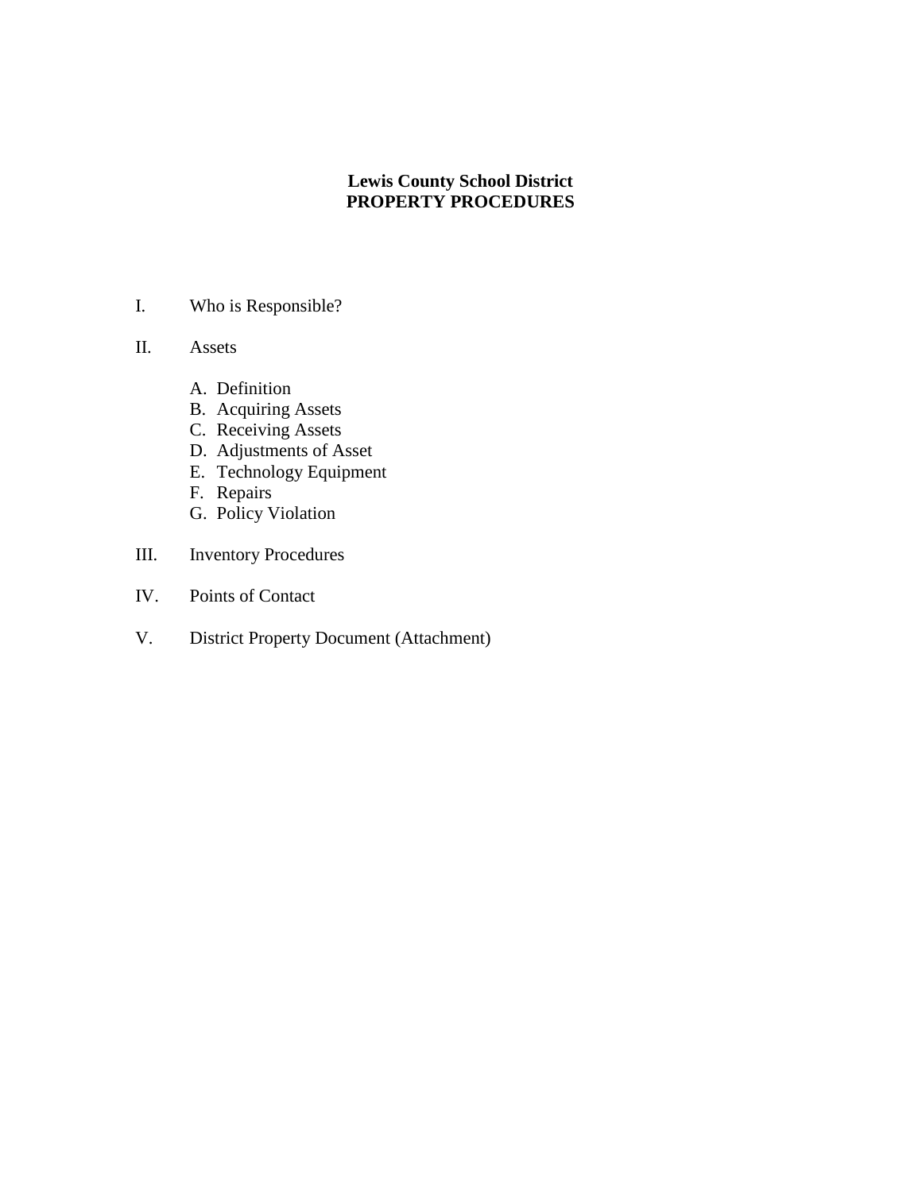# Lewis County School District
# PROPERTY PROCEDURES

I. Who is Responsible?

II. Assets

   A. Definition
   B. Acquiring Assets
   C. Receiving Assets
   D. Adjustments of Asset
   E. Technology Equipment
   F. Repairs
   G. Policy Violation

III. Inventory Procedures

IV. Points of Contact

V. District Property Document (Attachment)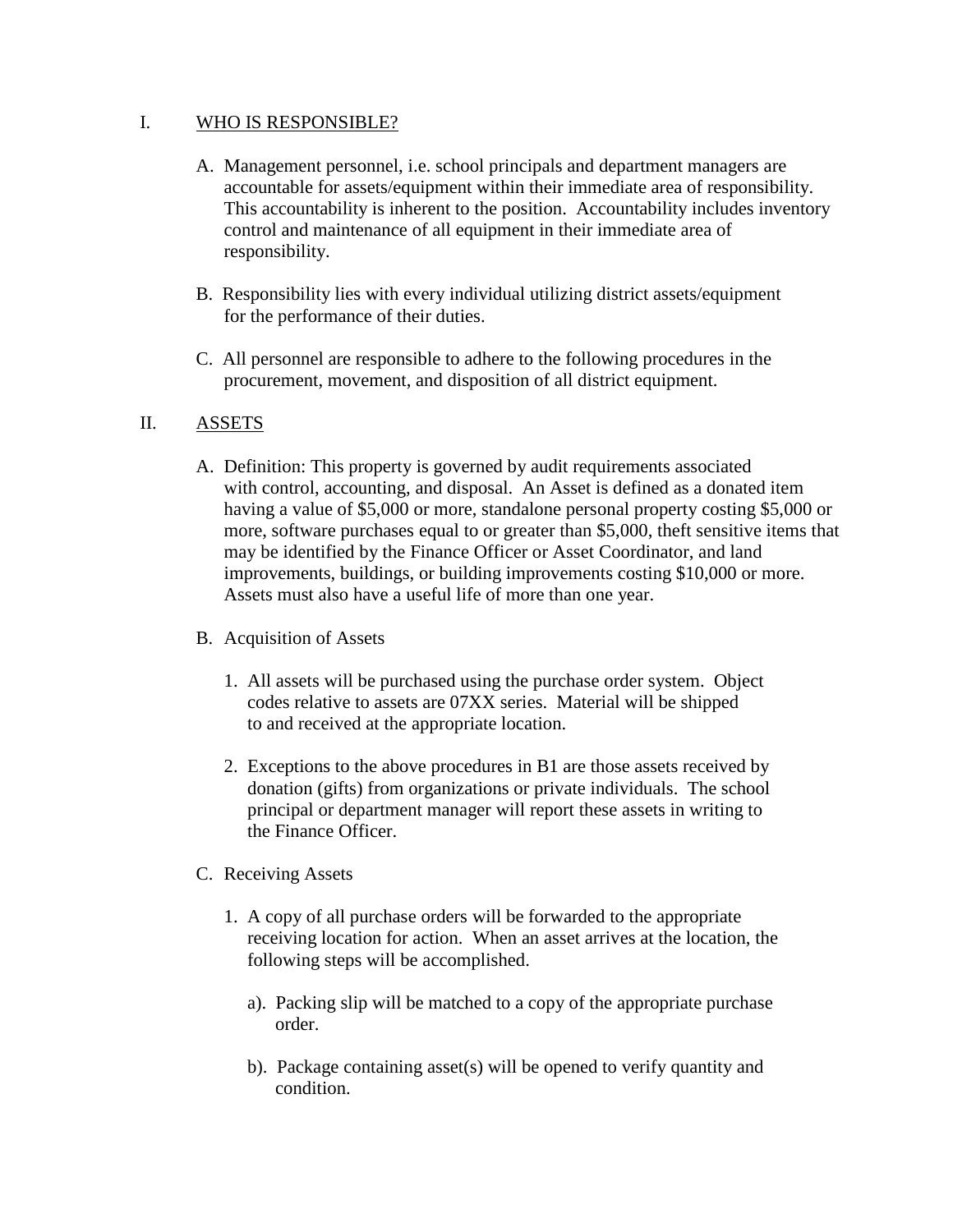## I. WHO IS RESPONSIBLE?

A. Management personnel, i.e. school principals and department managers are accountable for assets/equipment within their immediate area of responsibility. This accountability is inherent to the position. Accountability includes inventory control and maintenance of all equipment in their immediate area of responsibility.

B. Responsibility lies with every individual utilizing district assets/equipment for the performance of their duties.

C. All personnel are responsible to adhere to the following procedures in the procurement, movement, and disposition of all district equipment.

## II. ASSETS

A. Definition: This property is governed by audit requirements associated with control, accounting, and disposal. An Asset is defined as a donated item having a value of $5,000 or more, standalone personal property costing $5,000 or more, software purchases equal to or greater than $5,000, theft sensitive items that may be identified by the Finance Officer or Asset Coordinator, and land improvements, buildings, or building improvements costing $10,000 or more. Assets must also have a useful life of more than one year.

B. Acquisition of Assets

1. All assets will be purchased using the purchase order system. Object codes relative to assets are 07XX series. Material will be shipped to and received at the appropriate location.

2. Exceptions to the above procedures in B1 are those assets received by donation (gifts) from organizations or private individuals. The school principal or department manager will report these assets in writing to the Finance Officer.

C. Receiving Assets

1. A copy of all purchase orders will be forwarded to the appropriate receiving location for action. When an asset arrives at the location, the following steps will be accomplished.

   a). Packing slip will be matched to a copy of the appropriate purchase order.

   b). Package containing asset(s) will be opened to verify quantity and condition.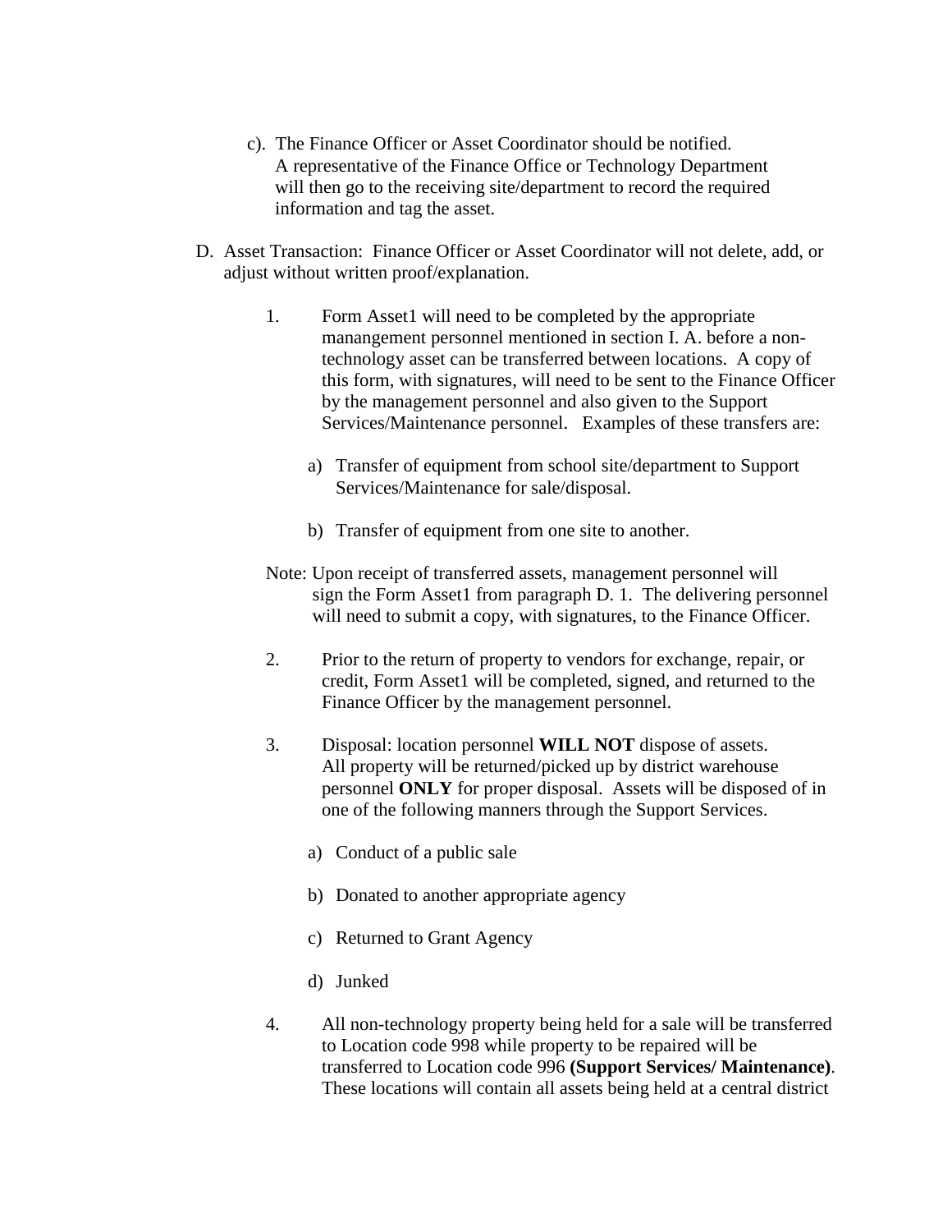c). The Finance Officer or Asset Coordinator should be notified. A representative of the Finance Office or Technology Department will then go to the receiving site/department to record the required information and tag the asset.

D. Asset Transaction: Finance Officer or Asset Coordinator will not delete, add, or adjust without written proof/explanation.

1. Form Asset1 will need to be completed by the appropriate manangement personnel mentioned in section I. A. before a non-technology asset can be transferred between locations. A copy of this form, with signatures, will need to be sent to the Finance Officer by the management personnel and also given to the Support Services/Maintenance personnel. Examples of these transfers are:

   a) Transfer of equipment from school site/department to Support Services/Maintenance for sale/disposal.

   b) Transfer of equipment from one site to another.

Note: Upon receipt of transferred assets, management personnel will sign the Form Asset1 from paragraph D. 1. The delivering personnel will need to submit a copy, with signatures, to the Finance Officer.

2. Prior to the return of property to vendors for exchange, repair, or credit, Form Asset1 will be completed, signed, and returned to the Finance Officer by the management personnel.

3. Disposal: location personnel **WILL NOT** dispose of assets. All property will be returned/picked up by district warehouse personnel **ONLY** for proper disposal. Assets will be disposed of in one of the following manners through the Support Services.

   a) Conduct of a public sale

   b) Donated to another appropriate agency

   c) Returned to Grant Agency

   d) Junked

4. All non-technology property being held for a sale will be transferred to Location code 998 while property to be repaired will be transferred to Location code 996 **(Support Services/ Maintenance)**. These locations will contain all assets being held at a central district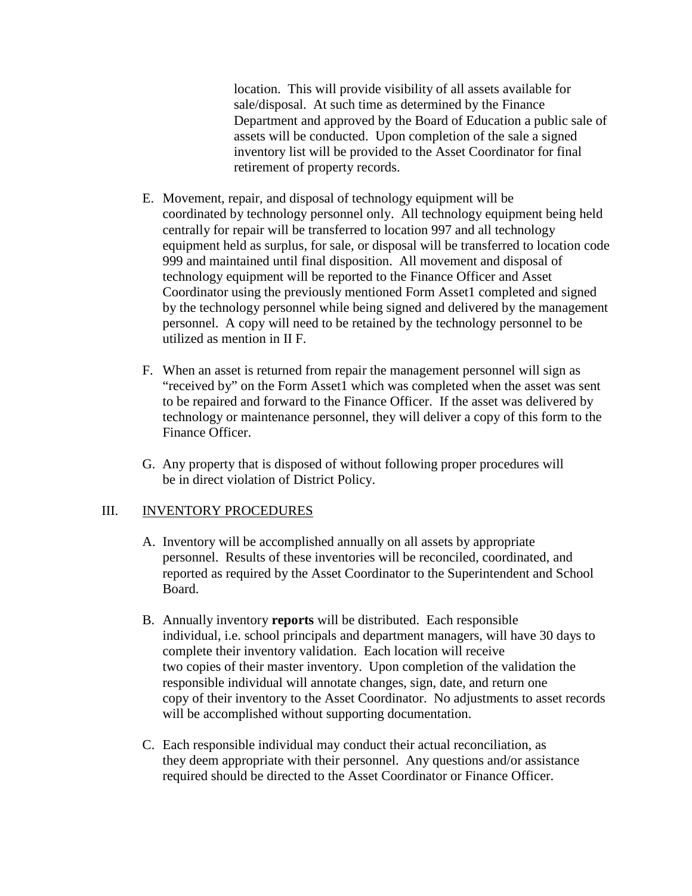location. This will provide visibility of all assets available for sale/disposal. At such time as determined by the Finance Department and approved by the Board of Education a public sale of assets will be conducted. Upon completion of the sale a signed inventory list will be provided to the Asset Coordinator for final retirement of property records.

E. Movement, repair, and disposal of technology equipment will be coordinated by technology personnel only. All technology equipment being held centrally for repair will be transferred to location 997 and all technology equipment held as surplus, for sale, or disposal will be transferred to location code 999 and maintained until final disposition. All movement and disposal of technology equipment will be reported to the Finance Officer and Asset Coordinator using the previously mentioned Form Asset1 completed and signed by the technology personnel while being signed and delivered by the management personnel. A copy will need to be retained by the technology personnel to be utilized as mention in II F.

F. When an asset is returned from repair the management personnel will sign as "received by" on the Form Asset1 which was completed when the asset was sent to be repaired and forward to the Finance Officer. If the asset was delivered by technology or maintenance personnel, they will deliver a copy of this form to the Finance Officer.

G. Any property that is disposed of without following proper procedures will be in direct violation of District Policy.

## III. <u>INVENTORY PROCEDURES</u>

A. Inventory will be accomplished annually on all assets by appropriate personnel. Results of these inventories will be reconciled, coordinated, and reported as required by the Asset Coordinator to the Superintendent and School Board.

B. Annually inventory **reports** will be distributed. Each responsible individual, i.e. school principals and department managers, will have 30 days to complete their inventory validation. Each location will receive two copies of their master inventory. Upon completion of the validation the responsible individual will annotate changes, sign, date, and return one copy of their inventory to the Asset Coordinator. No adjustments to asset records will be accomplished without supporting documentation.

C. Each responsible individual may conduct their actual reconciliation, as they deem appropriate with their personnel. Any questions and/or assistance required should be directed to the Asset Coordinator or Finance Officer.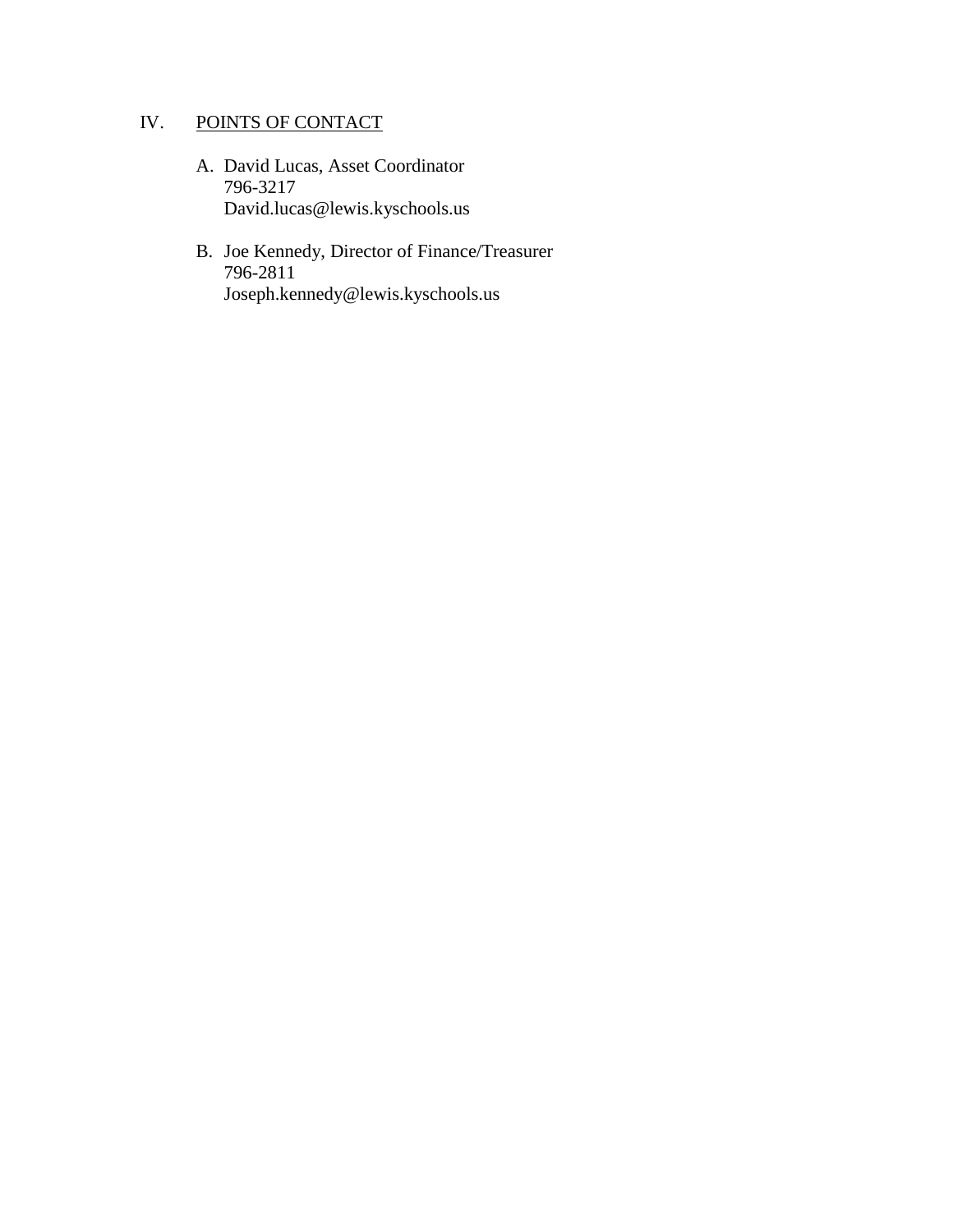## IV. POINTS OF CONTACT

A. David Lucas, Asset Coordinator
   796-3217
   David.lucas@lewis.kyschools.us

B. Joe Kennedy, Director of Finance/Treasurer
   796-2811
   Joseph.kennedy@lewis.kyschools.us